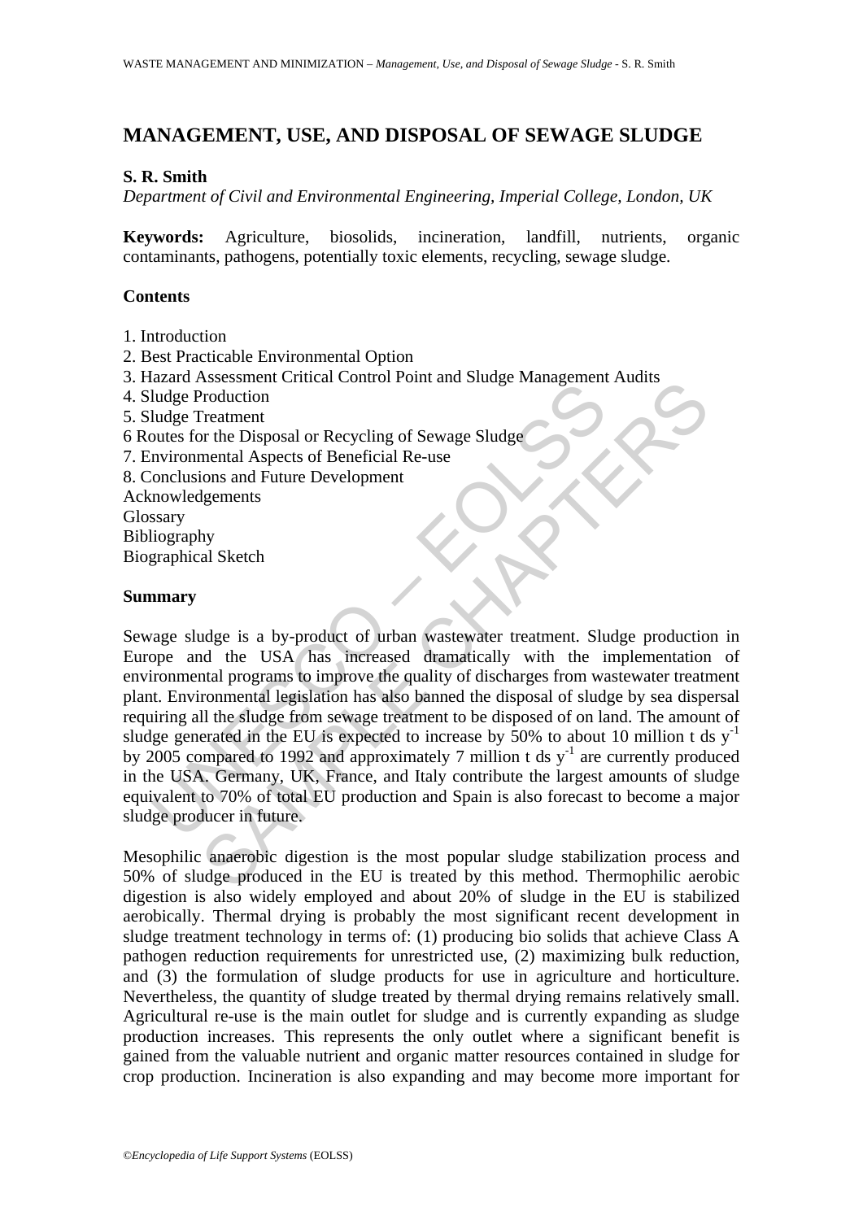# MANAGEMENT, USE, AND DISPOSAL OF SEWAGE SLUDGE

**S. R. Smith**

*Department of Civil and Environmental Engineering, Imperial College, London, UK*

**Keywords:** Agriculture, biosolids, incineration, landfill, nutrients, organic contaminants, pathogens, potentially toxic elements, recycling, sewage sludge.

## Contents

1. Introduction
2. Best Practicable Environmental Option
3. Hazard Assessment Critical Control Point and Sludge Management Audits
4. Sludge Production
5. Sludge Treatment
6 Routes for the Disposal or Recycling of Sewage Sludge
7. Environmental Aspects of Beneficial Re-use
8. Conclusions and Future Development

Acknowledgements
Glossary
Bibliography
Biographical Sketch

## Summary

Sewage sludge is a by-product of urban wastewater treatment. Sludge production in Europe and the USA has increased dramatically with the implementation of environmental programs to improve the quality of discharges from wastewater treatment plant. Environmental legislation has also banned the disposal of sludge by sea dispersal requiring all the sludge from sewage treatment to be disposed of on land. The amount of sludge generated in the EU is expected to increase by 50% to about 10 million t ds $y^{-1}$ by 2005 compared to 1992 and approximately 7 million t ds $y^{-1}$ are currently produced in the USA. Germany, UK, France, and Italy contribute the largest amounts of sludge equivalent to 70% of total EU production and Spain is also forecast to become a major sludge producer in future.

Mesophilic anaerobic digestion is the most popular sludge stabilization process and 50% of sludge produced in the EU is treated by this method. Thermophilic aerobic digestion is also widely employed and about 20% of sludge in the EU is stabilized aerobically. Thermal drying is probably the most significant recent development in sludge treatment technology in terms of: (1) producing bio solids that achieve Class A pathogen reduction requirements for unrestricted use, (2) maximizing bulk reduction, and (3) the formulation of sludge products for use in agriculture and horticulture. Nevertheless, the quantity of sludge treated by thermal drying remains relatively small. Agricultural re-use is the main outlet for sludge and is currently expanding as sludge production increases. This represents the only outlet where a significant benefit is gained from the valuable nutrient and organic matter resources contained in sludge for crop production. Incineration is also expanding and may become more important for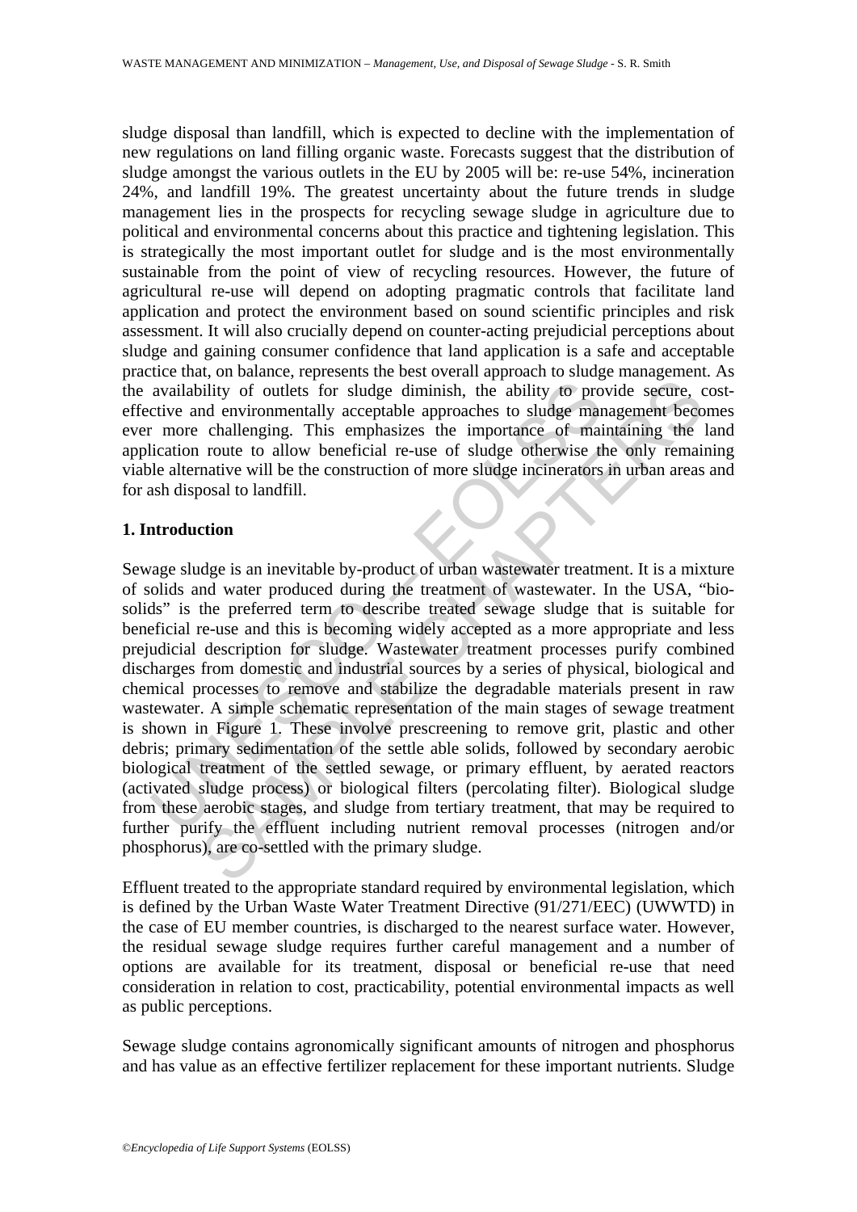sludge disposal than landfill, which is expected to decline with the implementation of new regulations on land filling organic waste. Forecasts suggest that the distribution of sludge amongst the various outlets in the EU by 2005 will be: re-use 54%, incineration 24%, and landfill 19%. The greatest uncertainty about the future trends in sludge management lies in the prospects for recycling sewage sludge in agriculture due to political and environmental concerns about this practice and tightening legislation. This is strategically the most important outlet for sludge and is the most environmentally sustainable from the point of view of recycling resources. However, the future of agricultural re-use will depend on adopting pragmatic controls that facilitate land application and protect the environment based on sound scientific principles and risk assessment. It will also crucially depend on counter-acting prejudicial perceptions about sludge and gaining consumer confidence that land application is a safe and acceptable practice that, on balance, represents the best overall approach to sludge management. As the availability of outlets for sludge diminish, the ability to provide secure, cost-effective and environmentally acceptable approaches to sludge management becomes ever more challenging. This emphasizes the importance of maintaining the land application route to allow beneficial re-use of sludge otherwise the only remaining viable alternative will be the construction of more sludge incinerators in urban areas and for ash disposal to landfill.

## 1. Introduction

Sewage sludge is an inevitable by-product of urban wastewater treatment. It is a mixture of solids and water produced during the treatment of wastewater. In the USA, "bio-solids" is the preferred term to describe treated sewage sludge that is suitable for beneficial re-use and this is becoming widely accepted as a more appropriate and less prejudicial description for sludge. Wastewater treatment processes purify combined discharges from domestic and industrial sources by a series of physical, biological and chemical processes to remove and stabilize the degradable materials present in raw wastewater. A simple schematic representation of the main stages of sewage treatment is shown in Figure 1. These involve prescreening to remove grit, plastic and other debris; primary sedimentation of the settle able solids, followed by secondary aerobic biological treatment of the settled sewage, or primary effluent, by aerated reactors (activated sludge process) or biological filters (percolating filter). Biological sludge from these aerobic stages, and sludge from tertiary treatment, that may be required to further purify the effluent including nutrient removal processes (nitrogen and/or phosphorus), are co-settled with the primary sludge.

Effluent treated to the appropriate standard required by environmental legislation, which is defined by the Urban Waste Water Treatment Directive (91/271/EEC) (UWWTD) in the case of EU member countries, is discharged to the nearest surface water. However, the residual sewage sludge requires further careful management and a number of options are available for its treatment, disposal or beneficial re-use that need consideration in relation to cost, practicability, potential environmental impacts as well as public perceptions.

Sewage sludge contains agronomically significant amounts of nitrogen and phosphorus and has value as an effective fertilizer replacement for these important nutrients. Sludge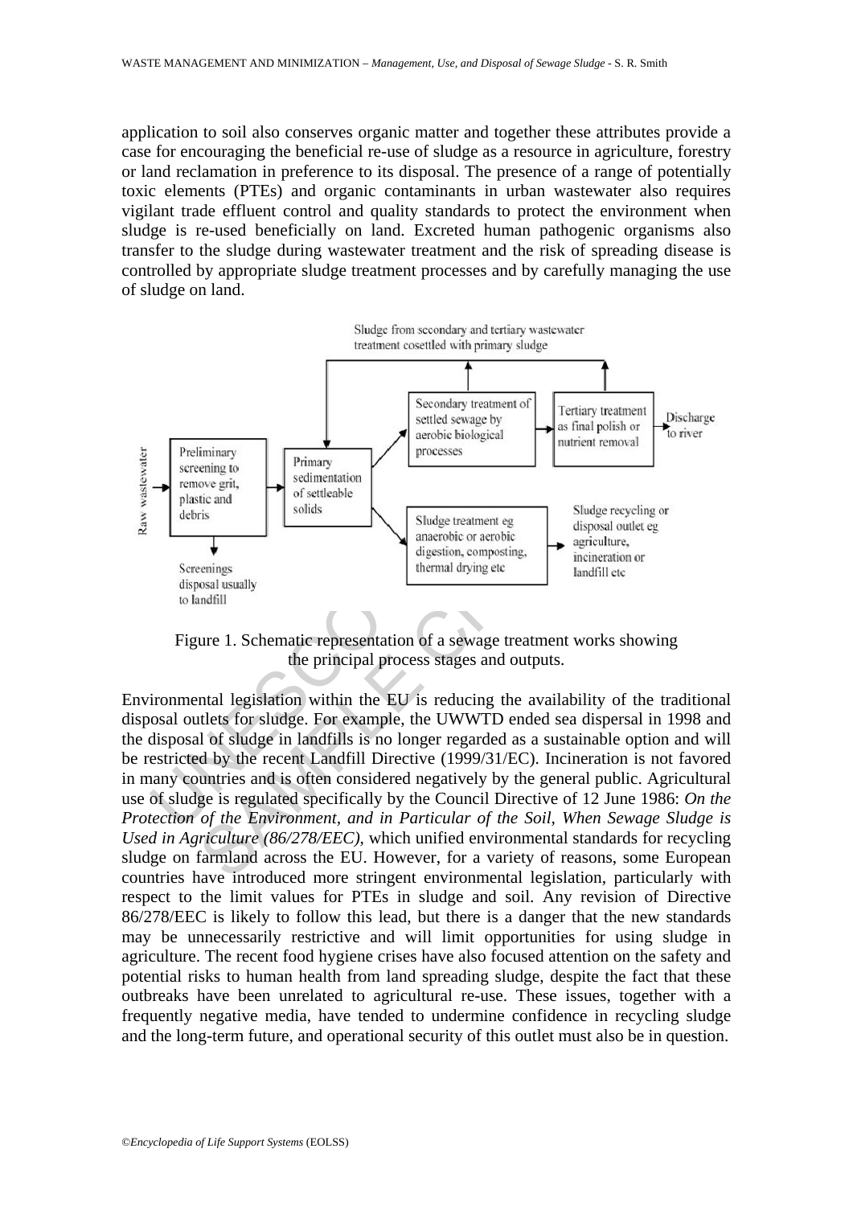application to soil also conserves organic matter and together these attributes provide a case for encouraging the beneficial re-use of sludge as a resource in agriculture, forestry or land reclamation in preference to its disposal. The presence of a range of potentially toxic elements (PTEs) and organic contaminants in urban wastewater also requires vigilant trade effluent control and quality standards to protect the environment when sludge is re-used beneficially on land. Excreted human pathogenic organisms also transfer to the sludge during wastewater treatment and the risk of spreading disease is controlled by appropriate sludge treatment processes and by carefully managing the use of sludge on land.

Figure 1. Schematic representation of a sewage treatment works showing the principal process stages and outputs.

Environmental legislation within the EU is reducing the availability of the traditional disposal outlets for sludge. For example, the UWWTD ended sea dispersal in 1998 and the disposal of sludge in landfills is no longer regarded as a sustainable option and will be restricted by the recent Landfill Directive (1999/31/EC). Incineration is not favored in many countries and is often considered negatively by the general public. Agricultural use of sludge is regulated specifically by the Council Directive of 12 June 1986: *On the Protection of the Environment, and in Particular of the Soil, When Sewage Sludge is Used in Agriculture (86/278/EEC)*, which unified environmental standards for recycling sludge on farmland across the EU. However, for a variety of reasons, some European countries have introduced more stringent environmental legislation, particularly with respect to the limit values for PTEs in sludge and soil. Any revision of Directive 86/278/EEC is likely to follow this lead, but there is a danger that the new standards may be unnecessarily restrictive and will limit opportunities for using sludge in agriculture. The recent food hygiene crises have also focused attention on the safety and potential risks to human health from land spreading sludge, despite the fact that these outbreaks have been unrelated to agricultural re-use. These issues, together with a frequently negative media, have tended to undermine confidence in recycling sludge and the long-term future, and operational security of this outlet must also be in question.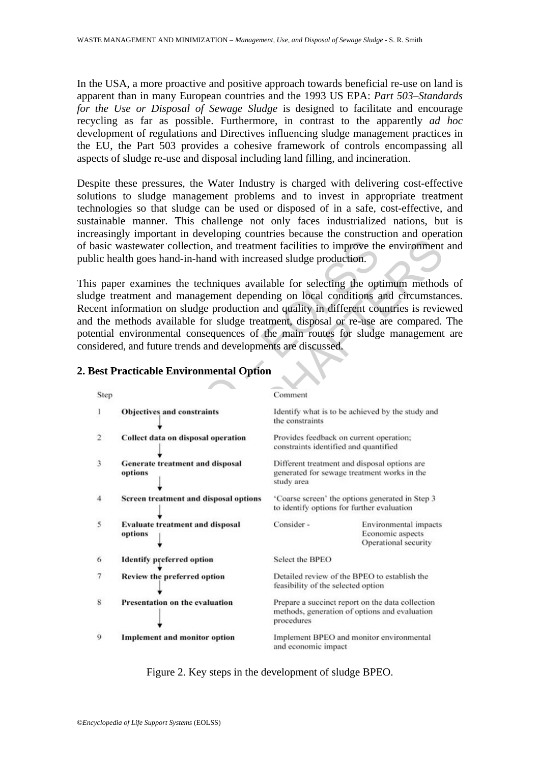In the USA, a more proactive and positive approach towards beneficial re-use on land is apparent than in many European countries and the 1993 US EPA: *Part 503–Standards for the Use or Disposal of Sewage Sludge* is designed to facilitate and encourage recycling as far as possible. Furthermore, in contrast to the apparently *ad hoc* development of regulations and Directives influencing sludge management practices in the EU, the Part 503 provides a cohesive framework of controls encompassing all aspects of sludge re-use and disposal including land filling, and incineration.

Despite these pressures, the Water Industry is charged with delivering cost-effective solutions to sludge management problems and to invest in appropriate treatment technologies so that sludge can be used or disposed of in a safe, cost-effective, and sustainable manner. This challenge not only faces industrialized nations, but is increasingly important in developing countries because the construction and operation of basic wastewater collection, and treatment facilities to improve the environment and public health goes hand-in-hand with increased sludge production.

This paper examines the techniques available for selecting the optimum methods of sludge treatment and management depending on local conditions and circumstances. Recent information on sludge production and quality in different countries is reviewed and the methods available for sludge treatment, disposal or re-use are compared. The potential environmental consequences of the main routes for sludge management are considered, and future trends and developments are discussed.

## 2. Best Practicable Environmental Option

| Step | | Comment |
|---|---|---|
| 1 | **Objectives and constraints** | Identify what is to be achieved by the study and the constraints |
| 2 | **Collect data on disposal operation** | Provides feedback on current operation; constraints identified and quantified |
| 3 | **Generate treatment and disposal options** | Different treatment and disposal options are generated for sewage treatment works in the study area |
| 4 | **Screen treatment and disposal options** | 'Coarse screen' the options generated in Step 3 to identify options for further evaluation |
| 5 | **Evaluate treatment and disposal options** | Consider - Environmental impacts, Economic aspects, Operational security |
| 6 | **Identify preferred option** | Select the BPEO |
| 7 | **Review the preferred option** | Detailed review of the BPEO to establish the feasibility of the selected option |
| 8 | **Presentation on the evaluation** | Prepare a succinct report on the data collection methods, generation of options and evaluation procedures |
| 9 | **Implement and monitor option** | Implement BPEO and monitor environmental and economic impact |

Figure 2. Key steps in the development of sludge BPEO.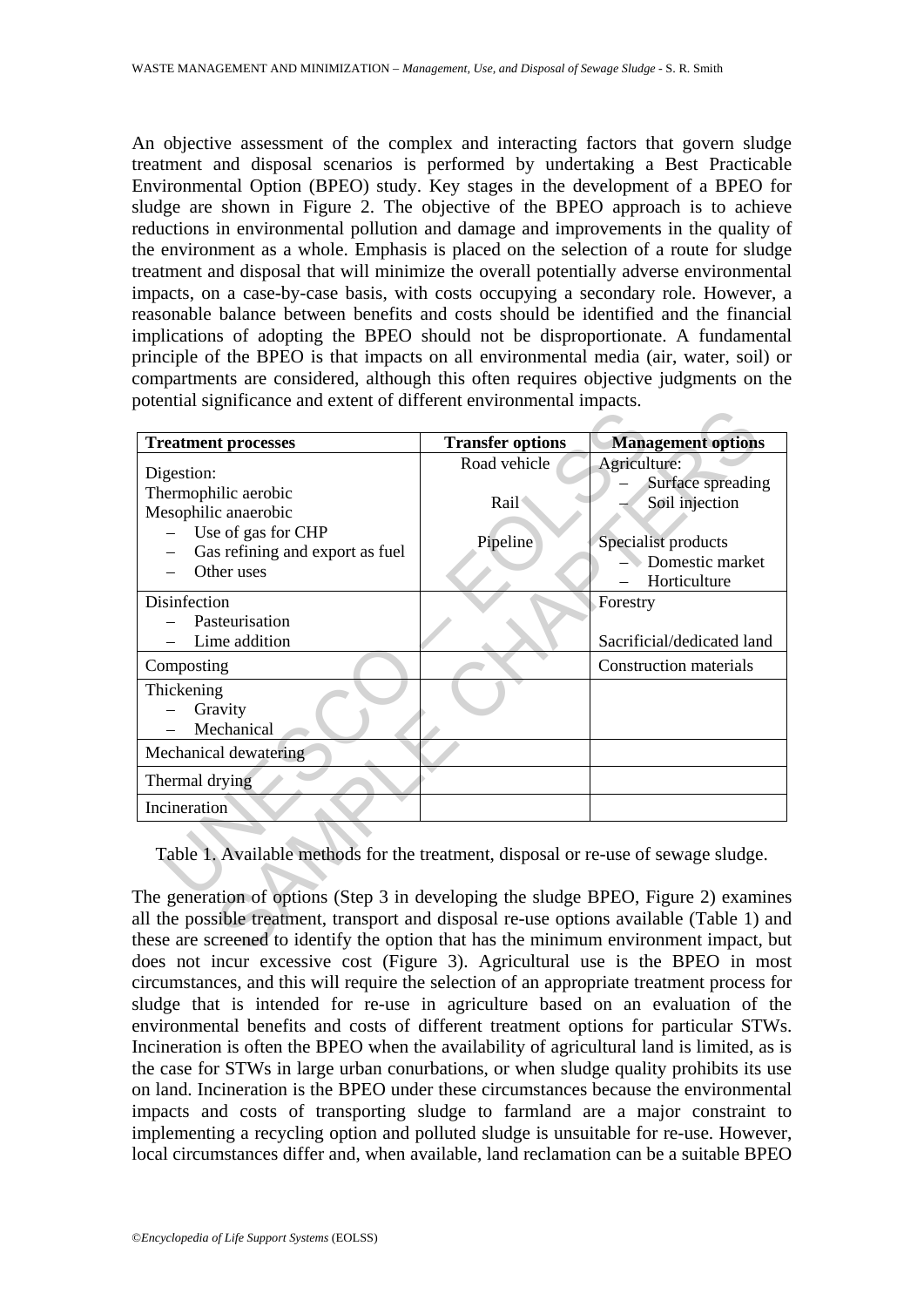An objective assessment of the complex and interacting factors that govern sludge treatment and disposal scenarios is performed by undertaking a Best Practicable Environmental Option (BPEO) study. Key stages in the development of a BPEO for sludge are shown in Figure 2. The objective of the BPEO approach is to achieve reductions in environmental pollution and damage and improvements in the quality of the environment as a whole. Emphasis is placed on the selection of a route for sludge treatment and disposal that will minimize the overall potentially adverse environmental impacts, on a case-by-case basis, with costs occupying a secondary role. However, a reasonable balance between benefits and costs should be identified and the financial implications of adopting the BPEO should not be disproportionate. A fundamental principle of the BPEO is that impacts on all environmental media (air, water, soil) or compartments are considered, although this often requires objective judgments on the potential significance and extent of different environmental impacts.

| Treatment processes | Transfer options | Management options |
|---|---|---|
| Digestion:<br>Thermophilic aerobic<br>Mesophilic anaerobic<br>– Use of gas for CHP<br>– Gas refining and export as fuel<br>– Other uses | Road vehicle<br><br>Rail<br><br>Pipeline | Agriculture:<br>– Surface spreading<br>– Soil injection<br><br>Specialist products<br>– Domestic market<br>– Horticulture |
| Disinfection<br>– Pasteurisation<br>– Lime addition | | Forestry<br><br>Sacrificial/dedicated land |
| Composting | | Construction materials |
| Thickening<br>– Gravity<br>– Mechanical | | |
| Mechanical dewatering | | |
| Thermal drying | | |
| Incineration | | |

Table 1. Available methods for the treatment, disposal or re-use of sewage sludge.

The generation of options (Step 3 in developing the sludge BPEO, Figure 2) examines all the possible treatment, transport and disposal re-use options available (Table 1) and these are screened to identify the option that has the minimum environment impact, but does not incur excessive cost (Figure 3). Agricultural use is the BPEO in most circumstances, and this will require the selection of an appropriate treatment process for sludge that is intended for re-use in agriculture based on an evaluation of the environmental benefits and costs of different treatment options for particular STWs. Incineration is often the BPEO when the availability of agricultural land is limited, as is the case for STWs in large urban conurbations, or when sludge quality prohibits its use on land. Incineration is the BPEO under these circumstances because the environmental impacts and costs of transporting sludge to farmland are a major constraint to implementing a recycling option and polluted sludge is unsuitable for re-use. However, local circumstances differ and, when available, land reclamation can be a suitable BPEO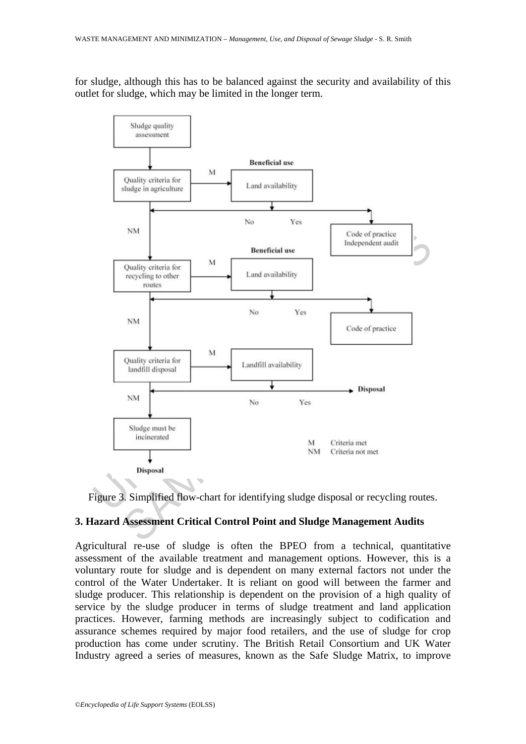for sludge, although this has to be balanced against the security and availability of this outlet for sludge, which may be limited in the longer term.

Figure 3. Simplified flow-chart for identifying sludge disposal or recycling routes.

## 3. Hazard Assessment Critical Control Point and Sludge Management Audits

Agricultural re-use of sludge is often the BPEO from a technical, quantitative assessment of the available treatment and management options. However, this is a voluntary route for sludge and is dependent on many external factors not under the control of the Water Undertaker. It is reliant on good will between the farmer and sludge producer. This relationship is dependent on the provision of a high quality of service by the sludge producer in terms of sludge treatment and land application practices. However, farming methods are increasingly subject to codification and assurance schemes required by major food retailers, and the use of sludge for crop production has come under scrutiny. The British Retail Consortium and UK Water Industry agreed a series of measures, known as the Safe Sludge Matrix, to improve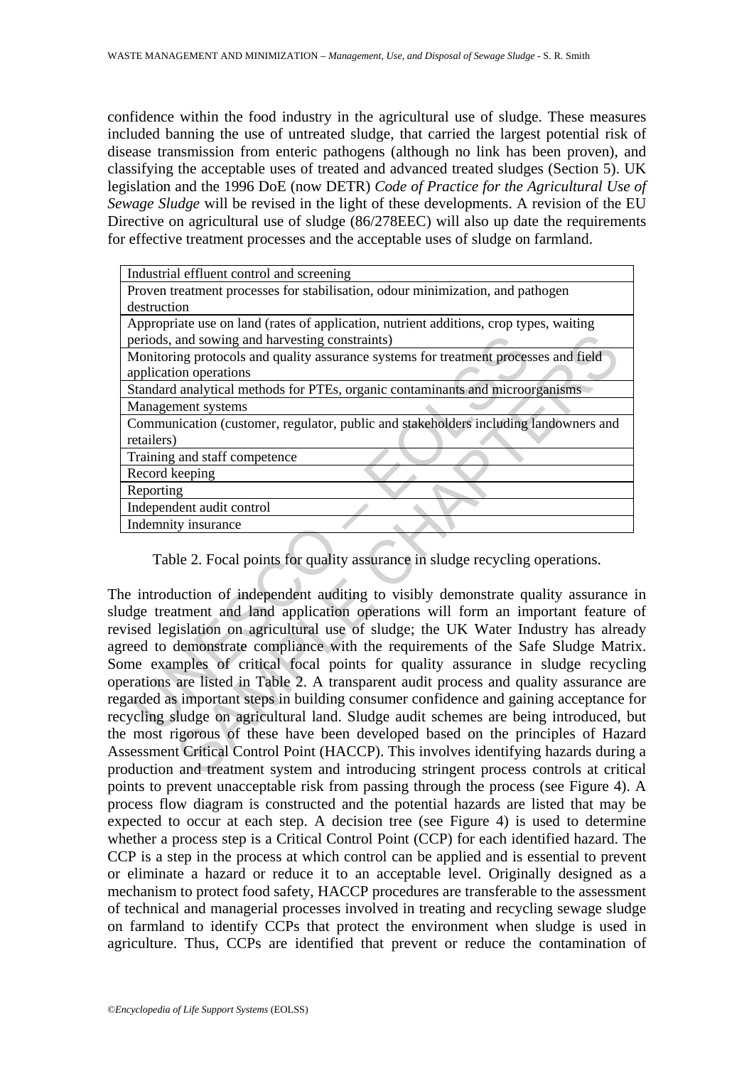confidence within the food industry in the agricultural use of sludge. These measures included banning the use of untreated sludge, that carried the largest potential risk of disease transmission from enteric pathogens (although no link has been proven), and classifying the acceptable uses of treated and advanced treated sludges (Section 5). UK legislation and the 1996 DoE (now DETR) *Code of Practice for the Agricultural Use of Sewage Sludge* will be revised in the light of these developments. A revision of the EU Directive on agricultural use of sludge (86/278EEC) will also up date the requirements for effective treatment processes and the acceptable uses of sludge on farmland.

| Focal points |
|---|
| Industrial effluent control and screening |
| Proven treatment processes for stabilisation, odour minimization, and pathogen destruction |
| Appropriate use on land (rates of application, nutrient additions, crop types, waiting periods, and sowing and harvesting constraints) |
| Monitoring protocols and quality assurance systems for treatment processes and field application operations |
| Standard analytical methods for PTEs, organic contaminants and microorganisms |
| Management systems |
| Communication (customer, regulator, public and stakeholders including landowners and retailers) |
| Training and staff competence |
| Record keeping |
| Reporting |
| Independent audit control |
| Indemnity insurance |

Table 2. Focal points for quality assurance in sludge recycling operations.

The introduction of independent auditing to visibly demonstrate quality assurance in sludge treatment and land application operations will form an important feature of revised legislation on agricultural use of sludge; the UK Water Industry has already agreed to demonstrate compliance with the requirements of the Safe Sludge Matrix. Some examples of critical focal points for quality assurance in sludge recycling operations are listed in Table 2. A transparent audit process and quality assurance are regarded as important steps in building consumer confidence and gaining acceptance for recycling sludge on agricultural land. Sludge audit schemes are being introduced, but the most rigorous of these have been developed based on the principles of Hazard Assessment Critical Control Point (HACCP). This involves identifying hazards during a production and treatment system and introducing stringent process controls at critical points to prevent unacceptable risk from passing through the process (see Figure 4). A process flow diagram is constructed and the potential hazards are listed that may be expected to occur at each step. A decision tree (see Figure 4) is used to determine whether a process step is a Critical Control Point (CCP) for each identified hazard. The CCP is a step in the process at which control can be applied and is essential to prevent or eliminate a hazard or reduce it to an acceptable level. Originally designed as a mechanism to protect food safety, HACCP procedures are transferable to the assessment of technical and managerial processes involved in treating and recycling sewage sludge on farmland to identify CCPs that protect the environment when sludge is used in agriculture. Thus, CCPs are identified that prevent or reduce the contamination of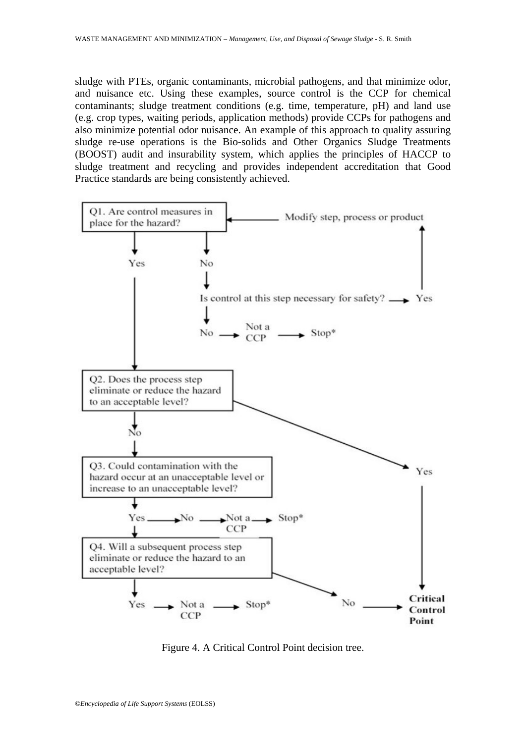sludge with PTEs, organic contaminants, microbial pathogens, and that minimize odor, and nuisance etc. Using these examples, source control is the CCP for chemical contaminants; sludge treatment conditions (e.g. time, temperature, pH) and land use (e.g. crop types, waiting periods, application methods) provide CCPs for pathogens and also minimize potential odor nuisance. An example of this approach to quality assuring sludge re-use operations is the Bio-solids and Other Organics Sludge Treatments (BOOST) audit and insurability system, which applies the principles of HACCP to sludge treatment and recycling and provides independent accreditation that Good Practice standards are being consistently achieved.

Q1. Are control measures in place for the hazard?
- Yes → Q2
- No → Is control at this step necessary for safety?
  - Yes → Modify step, process or product → Q1
  - No → Not a CCP → Stop*

Q2. Does the process step eliminate or reduce the hazard to an acceptable level?
- Yes → Critical Control Point
- No → Q3

Q3. Could contamination with the hazard occur at an unacceptable level or increase to an unacceptable level?
- Yes → Q4
- No → Not a CCP → Stop*

Q4. Will a subsequent process step eliminate or reduce the hazard to an acceptable level?
- Yes → Not a CCP → Stop*
- No → Critical Control Point

Figure 4. A Critical Control Point decision tree.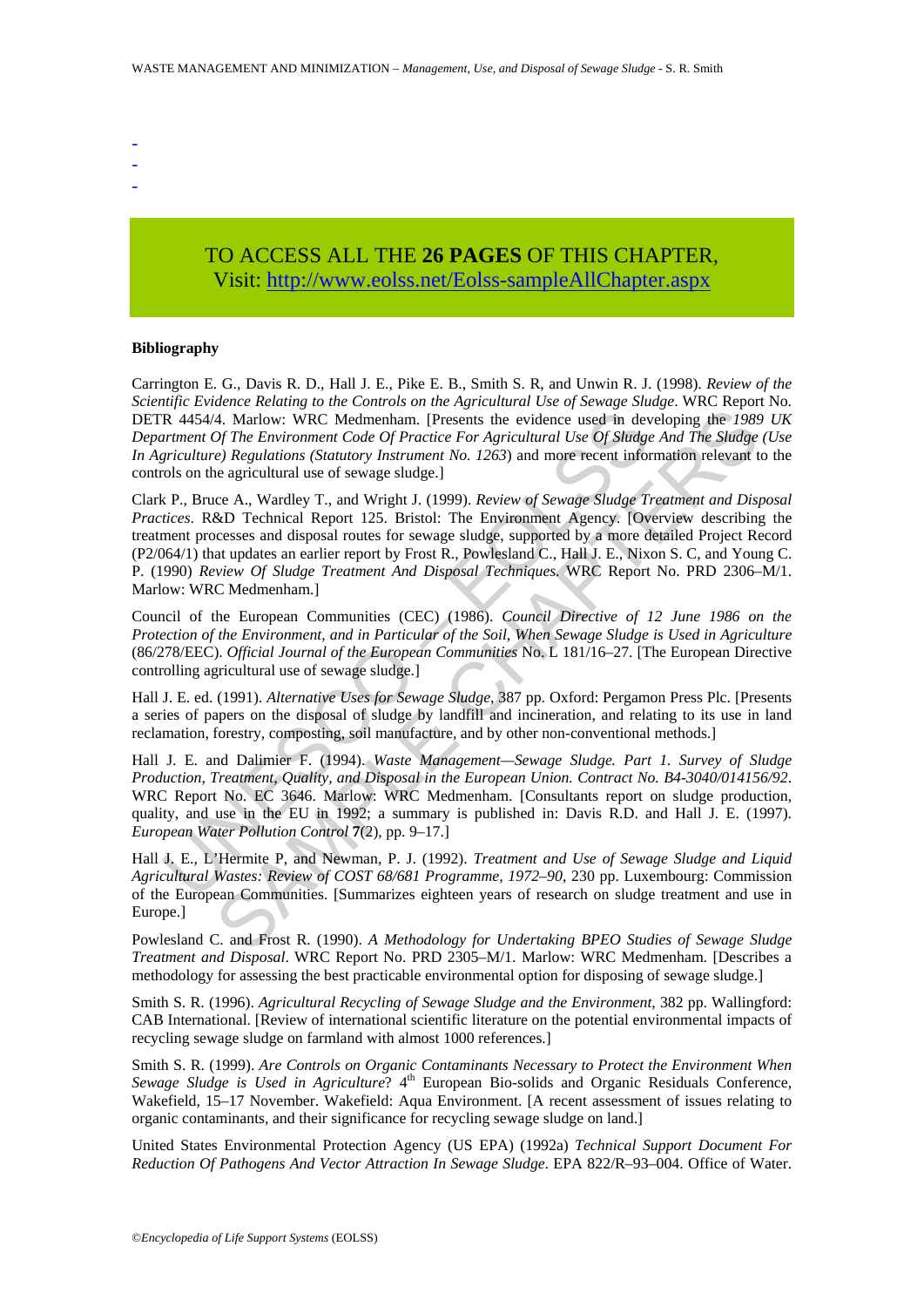-
-
-

TO ACCESS ALL THE **26 PAGES** OF THIS CHAPTER,
Visit: http://www.eolss.net/Eolss-sampleAllChapter.aspx

**Bibliography**

Carrington E. G., Davis R. D., Hall J. E., Pike E. B., Smith S. R, and Unwin R. J. (1998). *Review of the Scientific Evidence Relating to the Controls on the Agricultural Use of Sewage Sludge*. WRC Report No. DETR 4454/4. Marlow: WRC Medmenham. [Presents the evidence used in developing the *1989 UK Department Of The Environment Code Of Practice For Agricultural Use Of Sludge And The Sludge (Use In Agriculture) Regulations (Statutory Instrument No. 1263*) and more recent information relevant to the controls on the agricultural use of sewage sludge.]

Clark P., Bruce A., Wardley T., and Wright J. (1999). *Review of Sewage Sludge Treatment and Disposal Practices*. R&D Technical Report 125. Bristol: The Environment Agency. [Overview describing the treatment processes and disposal routes for sewage sludge, supported by a more detailed Project Record (P2/064/1) that updates an earlier report by Frost R., Powlesland C., Hall J. E., Nixon S. C, and Young C. P. (1990) *Review Of Sludge Treatment And Disposal Techniques*. WRC Report No. PRD 2306–M/1. Marlow: WRC Medmenham.]

Council of the European Communities (CEC) (1986). *Council Directive of 12 June 1986 on the Protection of the Environment, and in Particular of the Soil, When Sewage Sludge is Used in Agriculture* (86/278/EEC). *Official Journal of the European Communities* No. L 181/16–27. [The European Directive controlling agricultural use of sewage sludge.]

Hall J. E. ed. (1991). *Alternative Uses for Sewage Sludge*, 387 pp. Oxford: Pergamon Press Plc. [Presents a series of papers on the disposal of sludge by landfill and incineration, and relating to its use in land reclamation, forestry, composting, soil manufacture, and by other non-conventional methods.]

Hall J. E. and Dalimier F. (1994). *Waste Management—Sewage Sludge. Part 1. Survey of Sludge Production, Treatment, Quality, and Disposal in the European Union. Contract No. B4-3040/014156/92*. WRC Report No. EC 3646. Marlow: WRC Medmenham. [Consultants report on sludge production, quality, and use in the EU in 1992; a summary is published in: Davis R.D. and Hall J. E. (1997). *European Water Pollution Control* **7**(2), pp. 9–17.]

Hall J. E., L'Hermite P, and Newman, P. J. (1992). *Treatment and Use of Sewage Sludge and Liquid Agricultural Wastes: Review of COST 68/681 Programme, 1972–90*, 230 pp. Luxembourg: Commission of the European Communities. [Summarizes eighteen years of research on sludge treatment and use in Europe.]

Powlesland C. and Frost R. (1990). *A Methodology for Undertaking BPEO Studies of Sewage Sludge Treatment and Disposal*. WRC Report No. PRD 2305–M/1. Marlow: WRC Medmenham. [Describes a methodology for assessing the best practicable environmental option for disposing of sewage sludge.]

Smith S. R. (1996). *Agricultural Recycling of Sewage Sludge and the Environment*, 382 pp. Wallingford: CAB International. [Review of international scientific literature on the potential environmental impacts of recycling sewage sludge on farmland with almost 1000 references.]

Smith S. R. (1999). *Are Controls on Organic Contaminants Necessary to Protect the Environment When Sewage Sludge is Used in Agriculture*? 4th European Bio-solids and Organic Residuals Conference, Wakefield, 15–17 November. Wakefield: Aqua Environment. [A recent assessment of issues relating to organic contaminants, and their significance for recycling sewage sludge on land.]

United States Environmental Protection Agency (US EPA) (1992a) *Technical Support Document For Reduction Of Pathogens And Vector Attraction In Sewage Sludge*. EPA 822/R–93–004. Office of Water.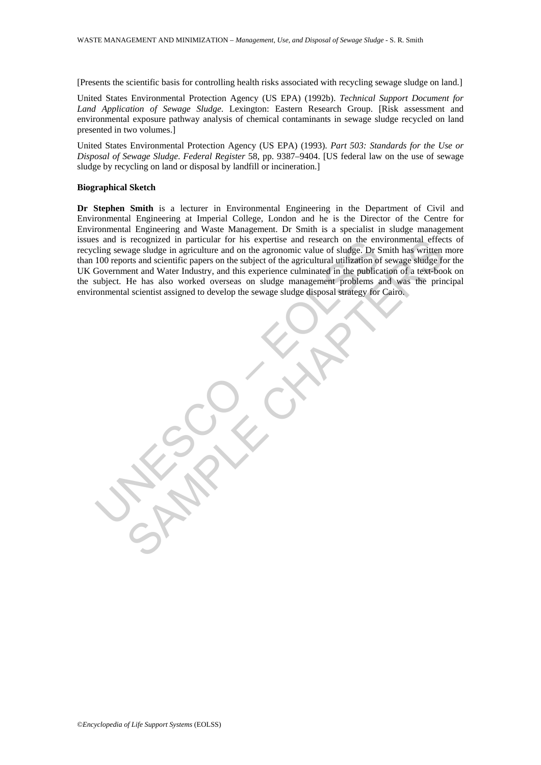[Presents the scientific basis for controlling health risks associated with recycling sewage sludge on land.]

United States Environmental Protection Agency (US EPA) (1992b). *Technical Support Document for Land Application of Sewage Sludge*. Lexington: Eastern Research Group. [Risk assessment and environmental exposure pathway analysis of chemical contaminants in sewage sludge recycled on land presented in two volumes.]

United States Environmental Protection Agency (US EPA) (1993). *Part 503: Standards for the Use or Disposal of Sewage Sludge*. *Federal Register* 58, pp. 9387–9404. [US federal law on the use of sewage sludge by recycling on land or disposal by landfill or incineration.]

**Biographical Sketch**

**Dr Stephen Smith** is a lecturer in Environmental Engineering in the Department of Civil and Environmental Engineering at Imperial College, London and he is the Director of the Centre for Environmental Engineering and Waste Management. Dr Smith is a specialist in sludge management issues and is recognized in particular for his expertise and research on the environmental effects of recycling sewage sludge in agriculture and on the agronomic value of sludge. Dr Smith has written more than 100 reports and scientific papers on the subject of the agricultural utilization of sewage sludge for the UK Government and Water Industry, and this experience culminated in the publication of a text-book on the subject. He has also worked overseas on sludge management problems and was the principal environmental scientist assigned to develop the sewage sludge disposal strategy for Cairo.